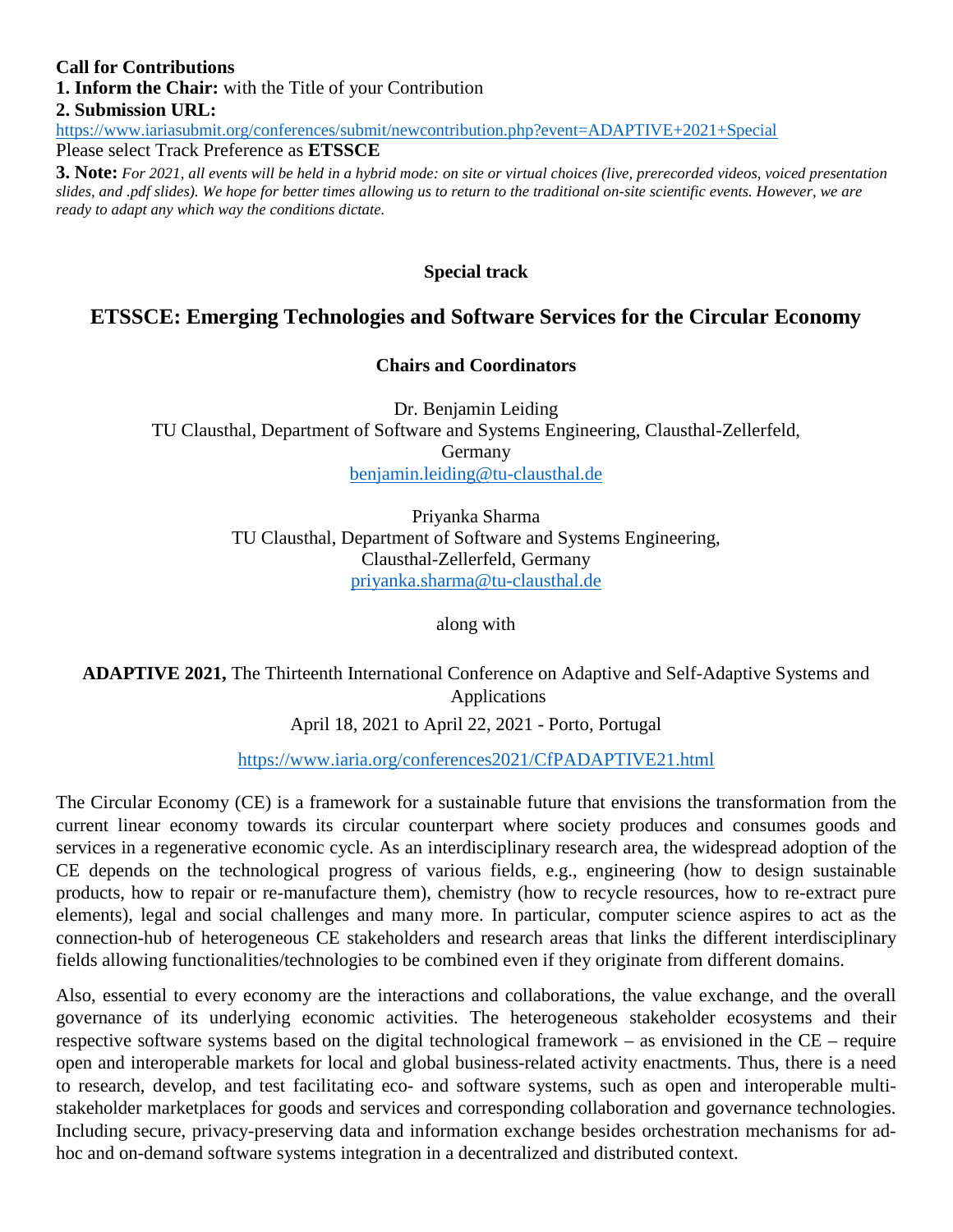**Call for Contributions**

**1. Inform the Chair:** with the Title of your Contribution

**2. Submission URL:**

https://www.iariasubmit.org/conferences/submit/newcontribution.php?event=ADAPTIVE+2021+Special

Please select Track Preference as **ETSSCE**

**3. Note:** *For 2021, all events will be held in a hybrid mode: on site or virtual choices (live, prerecorded videos, voiced presentation slides, and .pdf slides). We hope for better times allowing us to return to the traditional on-site scientific events. However, we are ready to adapt any which way the conditions dictate.*

**Special track**

# ETSSCE: Emerging Technologies and Software Services for the Circular Economy

**Chairs and Coordinators**

Dr. Benjamin Leiding
TU Clausthal, Department of Software and Systems Engineering, Clausthal-Zellerfeld, Germany
benjamin.leiding@tu-clausthal.de

Priyanka Sharma
TU Clausthal, Department of Software and Systems Engineering, Clausthal-Zellerfeld, Germany
priyanka.sharma@tu-clausthal.de

along with

**ADAPTIVE 2021,** The Thirteenth International Conference on Adaptive and Self-Adaptive Systems and Applications

April 18, 2021 to April 22, 2021 - Porto, Portugal

https://www.iaria.org/conferences2021/CfPADAPTIVE21.html

The Circular Economy (CE) is a framework for a sustainable future that envisions the transformation from the current linear economy towards its circular counterpart where society produces and consumes goods and services in a regenerative economic cycle. As an interdisciplinary research area, the widespread adoption of the CE depends on the technological progress of various fields, e.g., engineering (how to design sustainable products, how to repair or re-manufacture them), chemistry (how to recycle resources, how to re-extract pure elements), legal and social challenges and many more. In particular, computer science aspires to act as the connection-hub of heterogeneous CE stakeholders and research areas that links the different interdisciplinary fields allowing functionalities/technologies to be combined even if they originate from different domains.

Also, essential to every economy are the interactions and collaborations, the value exchange, and the overall governance of its underlying economic activities. The heterogeneous stakeholder ecosystems and their respective software systems based on the digital technological framework – as envisioned in the CE – require open and interoperable markets for local and global business-related activity enactments. Thus, there is a need to research, develop, and test facilitating eco- and software systems, such as open and interoperable multi-stakeholder marketplaces for goods and services and corresponding collaboration and governance technologies. Including secure, privacy-preserving data and information exchange besides orchestration mechanisms for ad-hoc and on-demand software systems integration in a decentralized and distributed context.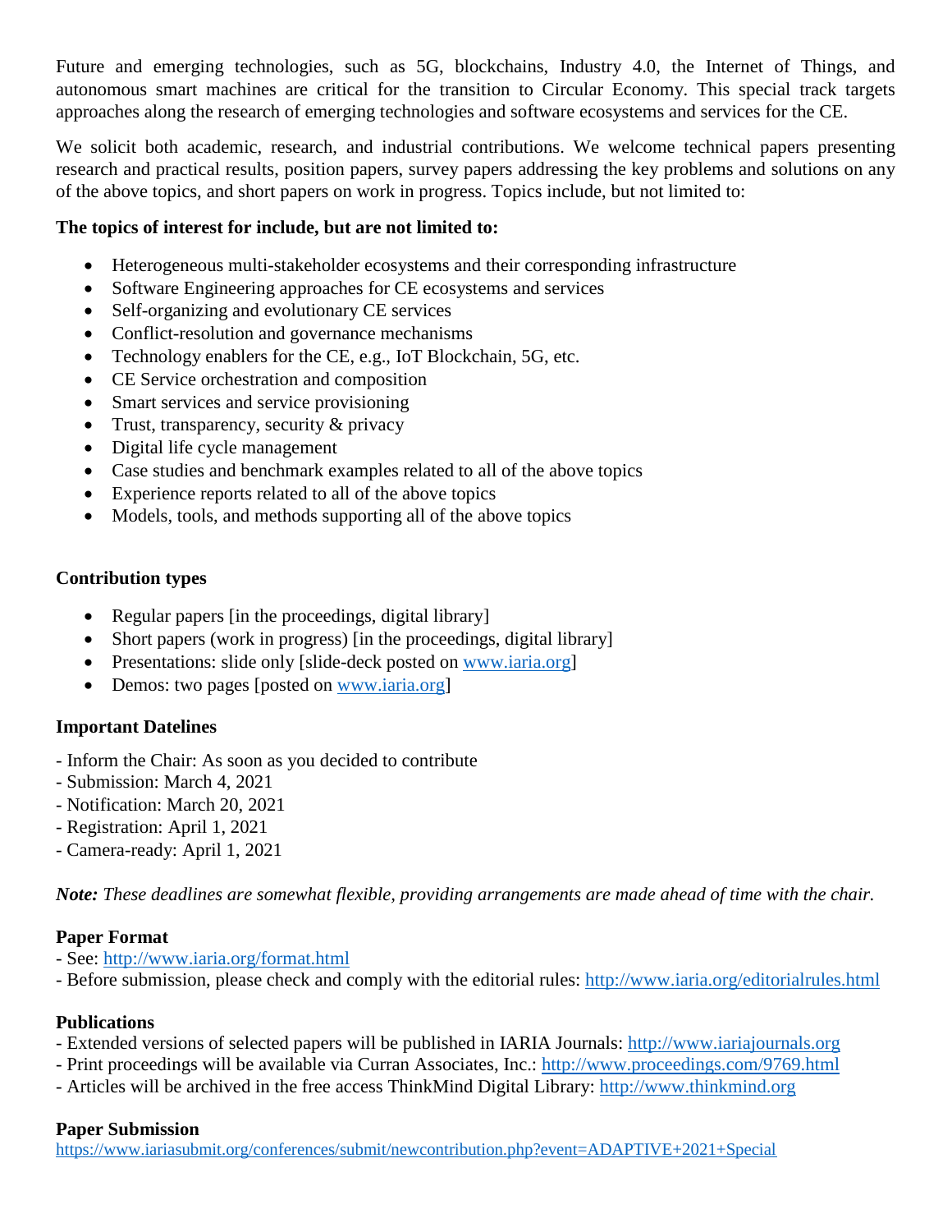Future and emerging technologies, such as 5G, blockchains, Industry 4.0, the Internet of Things, and autonomous smart machines are critical for the transition to Circular Economy. This special track targets approaches along the research of emerging technologies and software ecosystems and services for the CE.

We solicit both academic, research, and industrial contributions. We welcome technical papers presenting research and practical results, position papers, survey papers addressing the key problems and solutions on any of the above topics, and short papers on work in progress. Topics include, but not limited to:

**The topics of interest for include, but are not limited to:**

- Heterogeneous multi-stakeholder ecosystems and their corresponding infrastructure
- Software Engineering approaches for CE ecosystems and services
- Self-organizing and evolutionary CE services
- Conflict-resolution and governance mechanisms
- Technology enablers for the CE, e.g., IoT Blockchain, 5G, etc.
- CE Service orchestration and composition
- Smart services and service provisioning
- Trust, transparency, security & privacy
- Digital life cycle management
- Case studies and benchmark examples related to all of the above topics
- Experience reports related to all of the above topics
- Models, tools, and methods supporting all of the above topics

**Contribution types**

- Regular papers [in the proceedings, digital library]
- Short papers (work in progress) [in the proceedings, digital library]
- Presentations: slide only [slide-deck posted on www.iaria.org]
- Demos: two pages [posted on www.iaria.org]

**Important Datelines**

- Inform the Chair: As soon as you decided to contribute
- Submission: March 4, 2021
- Notification: March 20, 2021
- Registration: April 1, 2021
- Camera-ready: April 1, 2021

***Note:*** *These deadlines are somewhat flexible, providing arrangements are made ahead of time with the chair.*

**Paper Format**

- See: http://www.iaria.org/format.html
- Before submission, please check and comply with the editorial rules: http://www.iaria.org/editorialrules.html

**Publications**

- Extended versions of selected papers will be published in IARIA Journals: http://www.iariajournals.org
- Print proceedings will be available via Curran Associates, Inc.: http://www.proceedings.com/9769.html
- Articles will be archived in the free access ThinkMind Digital Library: http://www.thinkmind.org

**Paper Submission**

https://www.iariasubmit.org/conferences/submit/newcontribution.php?event=ADAPTIVE+2021+Special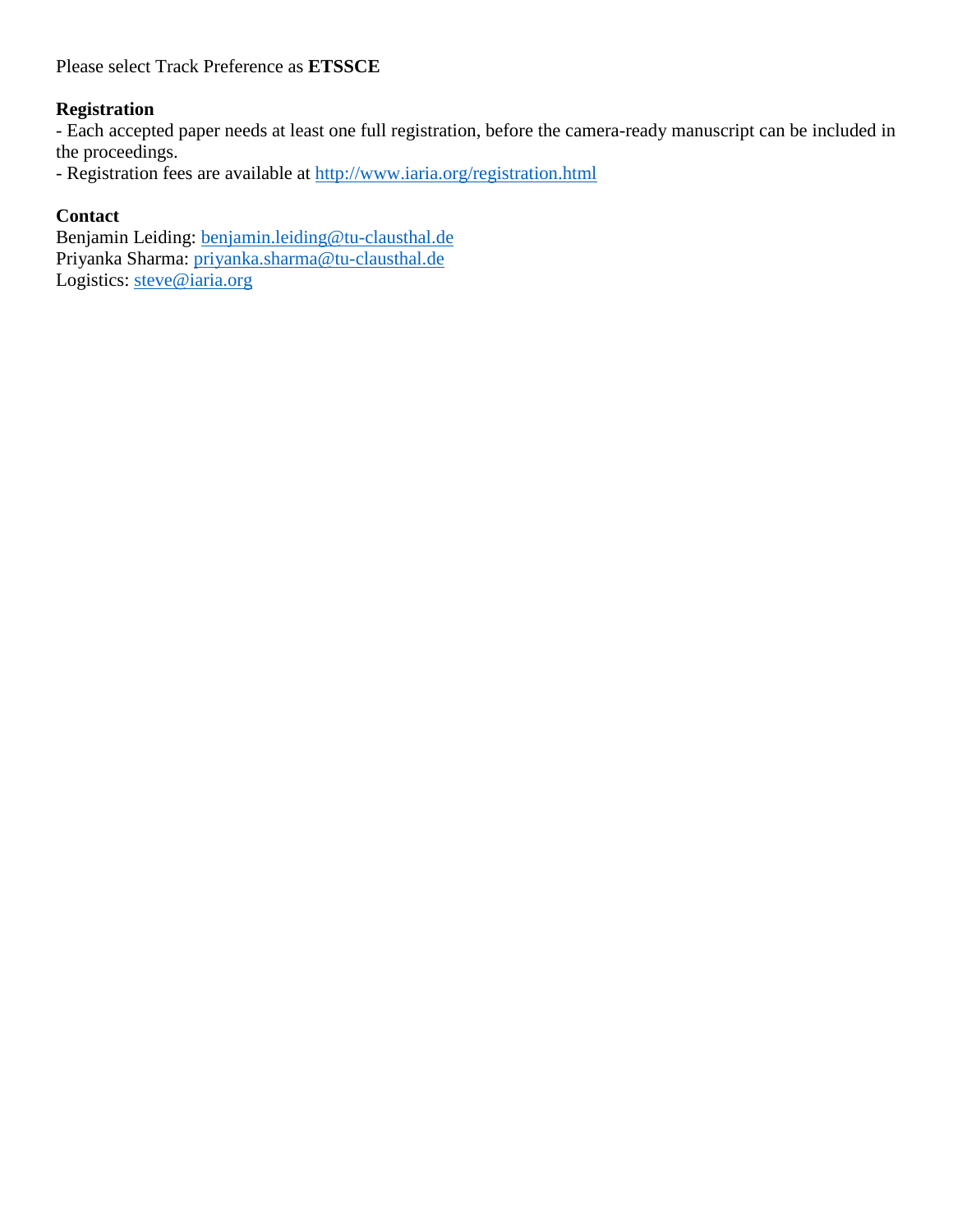Please select Track Preference as **ETSSCE**

**Registration**

- Each accepted paper needs at least one full registration, before the camera-ready manuscript can be included in the proceedings.
- Registration fees are available at http://www.iaria.org/registration.html

**Contact**

Benjamin Leiding: benjamin.leiding@tu-clausthal.de
Priyanka Sharma: priyanka.sharma@tu-clausthal.de
Logistics: steve@iaria.org